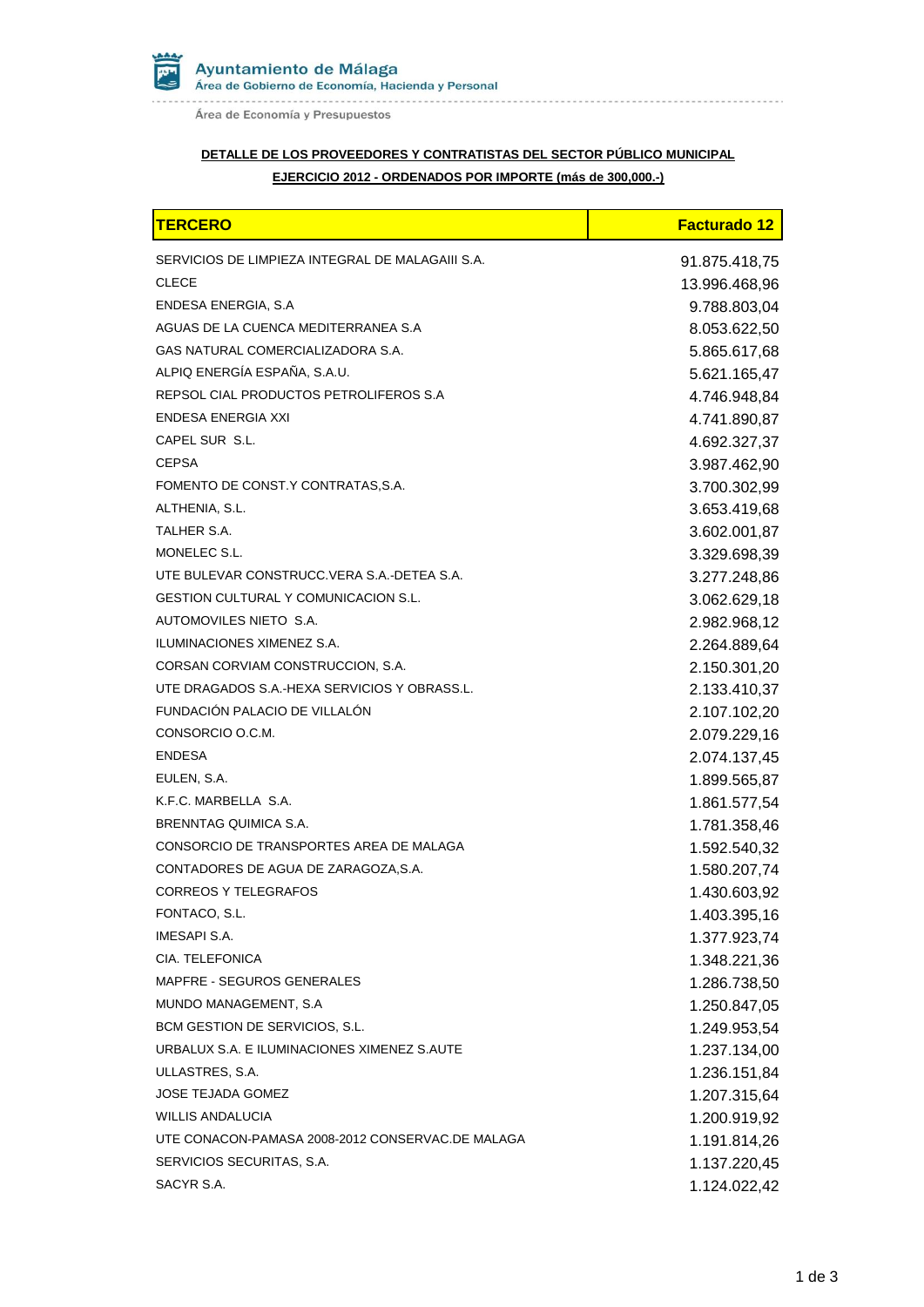Ayuntamiento de Málaga
Área de Gobierno de Economía, Hacienda y Personal

Área de Economía y Presupuestos

**DETALLE DE LOS PROVEEDORES Y CONTRATISTAS DEL SECTOR PÚBLICO MUNICIPAL**

**EJERCICIO 2012 - ORDENADOS POR IMPORTE (más de 300,000.-)**

| TERCERO | Facturado 12 |
|---|---|
| SERVICIOS DE LIMPIEZA INTEGRAL DE MALAGAIII S.A. | 91.875.418,75 |
| CLECE | 13.996.468,96 |
| ENDESA ENERGIA, S.A | 9.788.803,04 |
| AGUAS DE LA CUENCA MEDITERRANEA S.A | 8.053.622,50 |
| GAS NATURAL COMERCIALIZADORA S.A. | 5.865.617,68 |
| ALPIQ ENERGÍA ESPAÑA, S.A.U. | 5.621.165,47 |
| REPSOL CIAL PRODUCTOS PETROLIFEROS S.A | 4.746.948,84 |
| ENDESA ENERGIA XXI | 4.741.890,87 |
| CAPEL SUR S.L. | 4.692.327,37 |
| CEPSA | 3.987.462,90 |
| FOMENTO DE CONST.Y CONTRATAS,S.A. | 3.700.302,99 |
| ALTHENIA, S.L. | 3.653.419,68 |
| TALHER S.A. | 3.602.001,87 |
| MONELEC S.L. | 3.329.698,39 |
| UTE BULEVAR CONSTRUCC.VERA S.A.-DETEA S.A. | 3.277.248,86 |
| GESTION CULTURAL Y COMUNICACION S.L. | 3.062.629,18 |
| AUTOMOVILES NIETO S.A. | 2.982.968,12 |
| ILUMINACIONES XIMENEZ S.A. | 2.264.889,64 |
| CORSAN CORVIAM CONSTRUCCION, S.A. | 2.150.301,20 |
| UTE DRAGADOS S.A.-HEXA SERVICIOS Y OBRASS.L. | 2.133.410,37 |
| FUNDACIÓN PALACIO DE VILLALÓN | 2.107.102,20 |
| CONSORCIO O.C.M. | 2.079.229,16 |
| ENDESA | 2.074.137,45 |
| EULEN, S.A. | 1.899.565,87 |
| K.F.C. MARBELLA S.A. | 1.861.577,54 |
| BRENNTAG QUIMICA S.A. | 1.781.358,46 |
| CONSORCIO DE TRANSPORTES AREA DE MALAGA | 1.592.540,32 |
| CONTADORES DE AGUA DE ZARAGOZA,S.A. | 1.580.207,74 |
| CORREOS Y TELEGRAFOS | 1.430.603,92 |
| FONTACO, S.L. | 1.403.395,16 |
| IMESAPI S.A. | 1.377.923,74 |
| CIA. TELEFONICA | 1.348.221,36 |
| MAPFRE - SEGUROS GENERALES | 1.286.738,50 |
| MUNDO MANAGEMENT, S.A | 1.250.847,05 |
| BCM GESTION DE SERVICIOS, S.L. | 1.249.953,54 |
| URBALUX S.A. E ILUMINACIONES XIMENEZ S.AUTE | 1.237.134,00 |
| ULLASTRES, S.A. | 1.236.151,84 |
| JOSE TEJADA GOMEZ | 1.207.315,64 |
| WILLIS ANDALUCIA | 1.200.919,92 |
| UTE CONACON-PAMASA 2008-2012 CONSERVAC.DE MALAGA | 1.191.814,26 |
| SERVICIOS SECURITAS, S.A. | 1.137.220,45 |
| SACYR S.A. | 1.124.022,42 |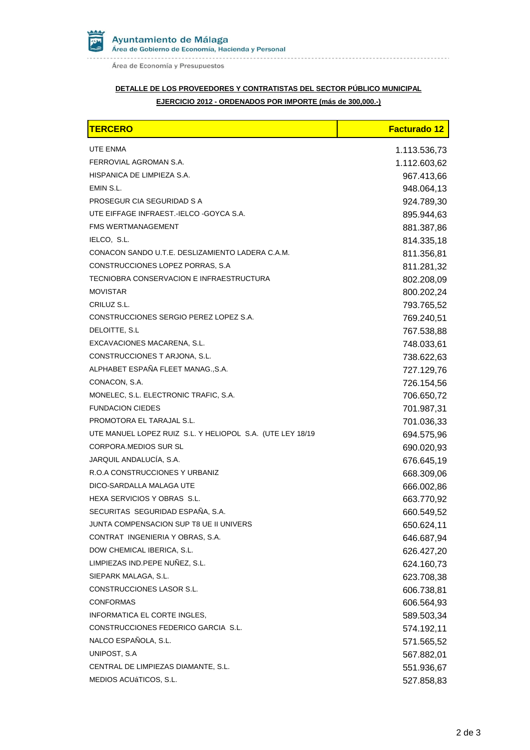Ayuntamiento de Málaga
Área de Gobierno de Economía, Hacienda y Personal

Área de Economía y Presupuestos

**DETALLE DE LOS PROVEEDORES Y CONTRATISTAS DEL SECTOR PÚBLICO MUNICIPAL**

**EJERCICIO 2012 - ORDENADOS POR IMPORTE (más de 300,000.-)**

| TERCERO | Facturado 12 |
|---|---:|
| UTE ENMA | 1.113.536,73 |
| FERROVIAL AGROMAN S.A. | 1.112.603,62 |
| HISPANICA DE LIMPIEZA S.A. | 967.413,66 |
| EMIN S.L. | 948.064,13 |
| PROSEGUR CIA SEGURIDAD S A | 924.789,30 |
| UTE EIFFAGE INFRAEST.-IELCO -GOYCA S.A. | 895.944,63 |
| FMS WERTMANAGEMENT | 881.387,86 |
| IELCO, S.L. | 814.335,18 |
| CONACON SANDO U.T.E. DESLIZAMIENTO LADERA C.A.M. | 811.356,81 |
| CONSTRUCCIONES LOPEZ PORRAS, S.A | 811.281,32 |
| TECNIOBRA CONSERVACION E INFRAESTRUCTURA | 802.208,09 |
| MOVISTAR | 800.202,24 |
| CRILUZ S.L. | 793.765,52 |
| CONSTRUCCIONES SERGIO PEREZ LOPEZ S.A. | 769.240,51 |
| DELOITTE, S.L | 767.538,88 |
| EXCAVACIONES MACARENA, S.L. | 748.033,61 |
| CONSTRUCCIONES T ARJONA, S.L. | 738.622,63 |
| ALPHABET ESPAÑA FLEET MANAG.,S.A. | 727.129,76 |
| CONACON, S.A. | 726.154,56 |
| MONELEC, S.L. ELECTRONIC TRAFIC, S.A. | 706.650,72 |
| FUNDACION CIEDES | 701.987,31 |
| PROMOTORA EL TARAJAL S.L. | 701.036,33 |
| UTE MANUEL LOPEZ RUIZ S.L. Y HELIOPOL S.A. (UTE LEY 18/19 | 694.575,96 |
| CORPORA.MEDIOS SUR SL | 690.020,93 |
| JARQUIL ANDALUCÍA, S.A. | 676.645,19 |
| R.O.A CONSTRUCCIONES Y URBANIZ | 668.309,06 |
| DICO-SARDALLA MALAGA UTE | 666.002,86 |
| HEXA SERVICIOS Y OBRAS S.L. | 663.770,92 |
| SECURITAS SEGURIDAD ESPAÑA, S.A. | 660.549,52 |
| JUNTA COMPENSACION SUP T8 UE II UNIVERS | 650.624,11 |
| CONTRAT INGENIERIA Y OBRAS, S.A. | 646.687,94 |
| DOW CHEMICAL IBERICA, S.L. | 626.427,20 |
| LIMPIEZAS IND.PEPE NUÑEZ, S.L. | 624.160,73 |
| SIEPARK MALAGA, S.L. | 623.708,38 |
| CONSTRUCCIONES LASOR S.L. | 606.738,81 |
| CONFORMAS | 606.564,93 |
| INFORMATICA EL CORTE INGLES, | 589.503,34 |
| CONSTRUCCIONES FEDERICO GARCIA S.L. | 574.192,11 |
| NALCO ESPAÑOLA, S.L. | 571.565,52 |
| UNIPOST, S.A | 567.882,01 |
| CENTRAL DE LIMPIEZAS DIAMANTE, S.L. | 551.936,67 |
| MEDIOS ACUáTICOS, S.L. | 527.858,83 |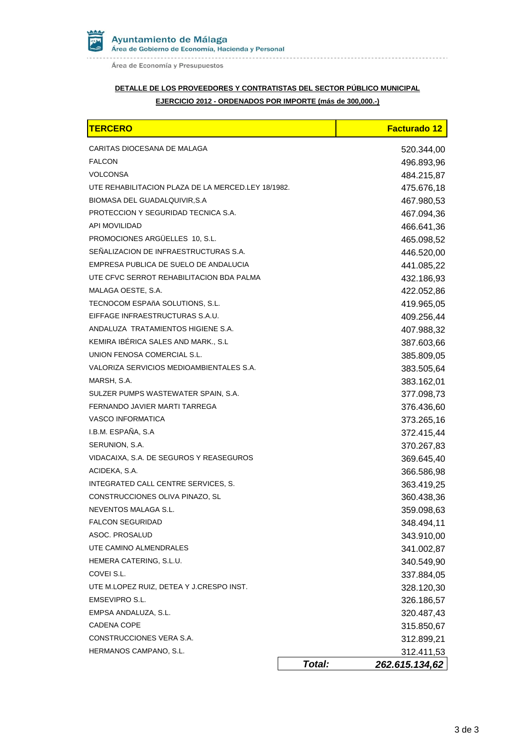Ayuntamiento de Málaga
Área de Gobierno de Economía, Hacienda y Personal

Área de Economía y Presupuestos

**DETALLE DE LOS PROVEEDORES Y CONTRATISTAS DEL SECTOR PÚBLICO MUNICIPAL**

**EJERCICIO 2012 - ORDENADOS POR IMPORTE (más de 300,000.-)**

| TERCERO | Facturado 12 |
|---|---|
| CARITAS DIOCESANA DE MALAGA | 520.344,00 |
| FALCON | 496.893,96 |
| VOLCONSA | 484.215,87 |
| UTE REHABILITACION PLAZA DE LA MERCED.LEY 18/1982. | 475.676,18 |
| BIOMASA DEL GUADALQUIVIR,S.A | 467.980,53 |
| PROTECCION Y SEGURIDAD TECNICA S.A. | 467.094,36 |
| API MOVILIDAD | 466.641,36 |
| PROMOCIONES ARGÜELLES 10, S.L. | 465.098,52 |
| SEÑALIZACION DE INFRAESTRUCTURAS S.A. | 446.520,00 |
| EMPRESA PUBLICA DE SUELO DE ANDALUCIA | 441.085,22 |
| UTE CFVC SERROT REHABILITACION BDA PALMA | 432.186,93 |
| MALAGA OESTE, S.A. | 422.052,86 |
| TECNOCOM ESPAñA SOLUTIONS, S.L. | 419.965,05 |
| EIFFAGE INFRAESTRUCTURAS S.A.U. | 409.256,44 |
| ANDALUZA TRATAMIENTOS HIGIENE S.A. | 407.988,32 |
| KEMIRA IBÉRICA SALES AND MARK., S.L | 387.603,66 |
| UNION FENOSA COMERCIAL S.L. | 385.809,05 |
| VALORIZA SERVICIOS MEDIOAMBIENTALES S.A. | 383.505,64 |
| MARSH, S.A. | 383.162,01 |
| SULZER PUMPS WASTEWATER SPAIN, S.A. | 377.098,73 |
| FERNANDO JAVIER MARTI TARREGA | 376.436,60 |
| VASCO INFORMATICA | 373.265,16 |
| I.B.M. ESPAÑA, S.A | 372.415,44 |
| SERUNION, S.A. | 370.267,83 |
| VIDACAIXA, S.A. DE SEGUROS Y REASEGUROS | 369.645,40 |
| ACIDEKA, S.A. | 366.586,98 |
| INTEGRATED CALL CENTRE SERVICES, S. | 363.419,25 |
| CONSTRUCCIONES OLIVA PINAZO, SL | 360.438,36 |
| NEVENTOS MALAGA S.L. | 359.098,63 |
| FALCON SEGURIDAD | 348.494,11 |
| ASOC. PROSALUD | 343.910,00 |
| UTE CAMINO ALMENDRALES | 341.002,87 |
| HEMERA CATERING, S.L.U. | 340.549,90 |
| COVEI S.L. | 337.884,05 |
| UTE M.LOPEZ RUIZ, DETEA Y J.CRESPO INST. | 328.120,30 |
| EMSEVIPRO S.L. | 326.186,57 |
| EMPSA ANDALUZA, S.L. | 320.487,43 |
| CADENA COPE | 315.850,67 |
| CONSTRUCCIONES VERA S.A. | 312.899,21 |
| HERMANOS CAMPANO, S.L. | 312.411,53 |
| ***Total:*** | ***262.615.134,62*** |